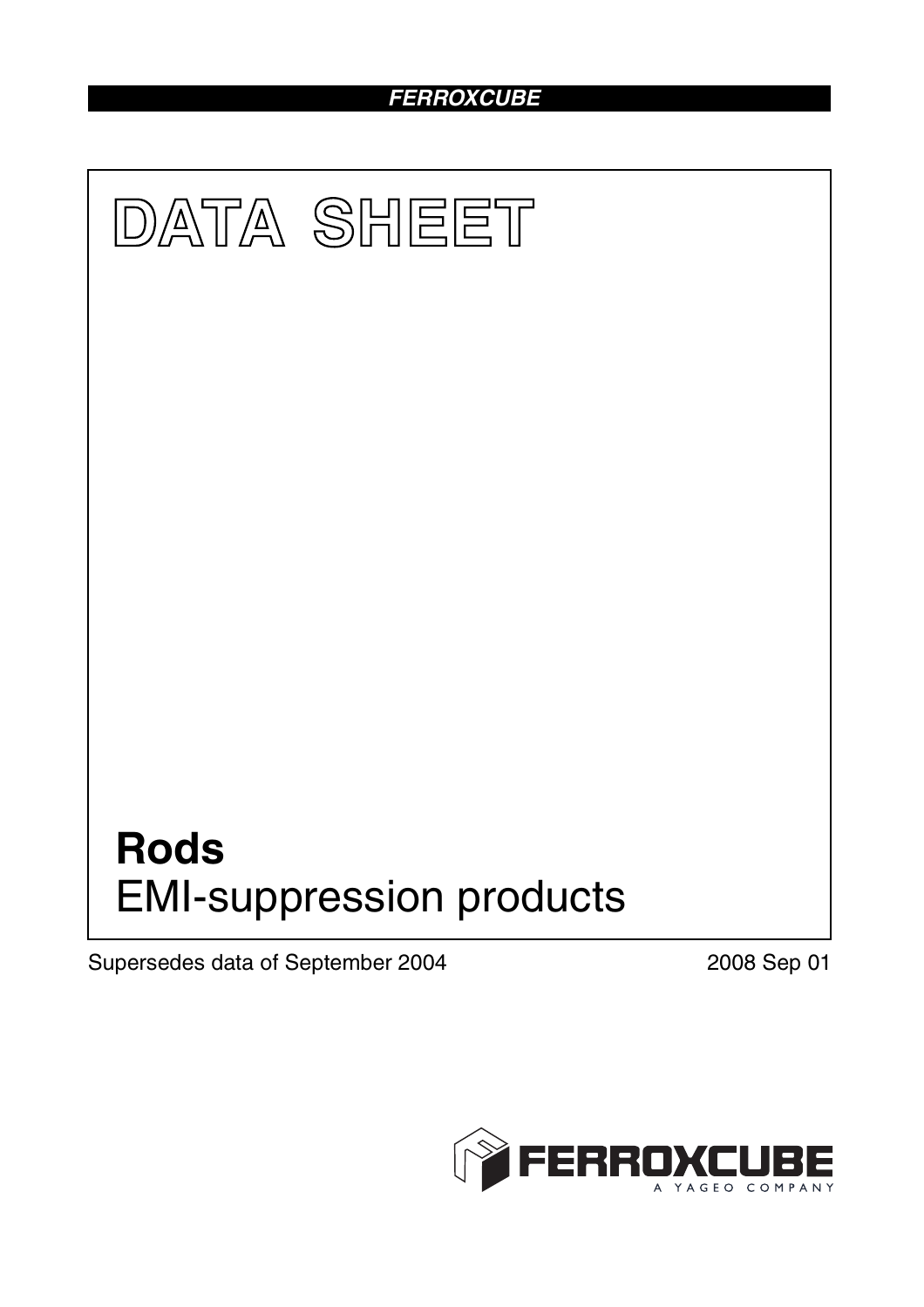FERROXCUBE

# DATA SHEET

# Rods

## EMI-suppression products

Supersedes data of September 2004

2008 Sep 01

FERROXCUBE

A YAGEO COMPANY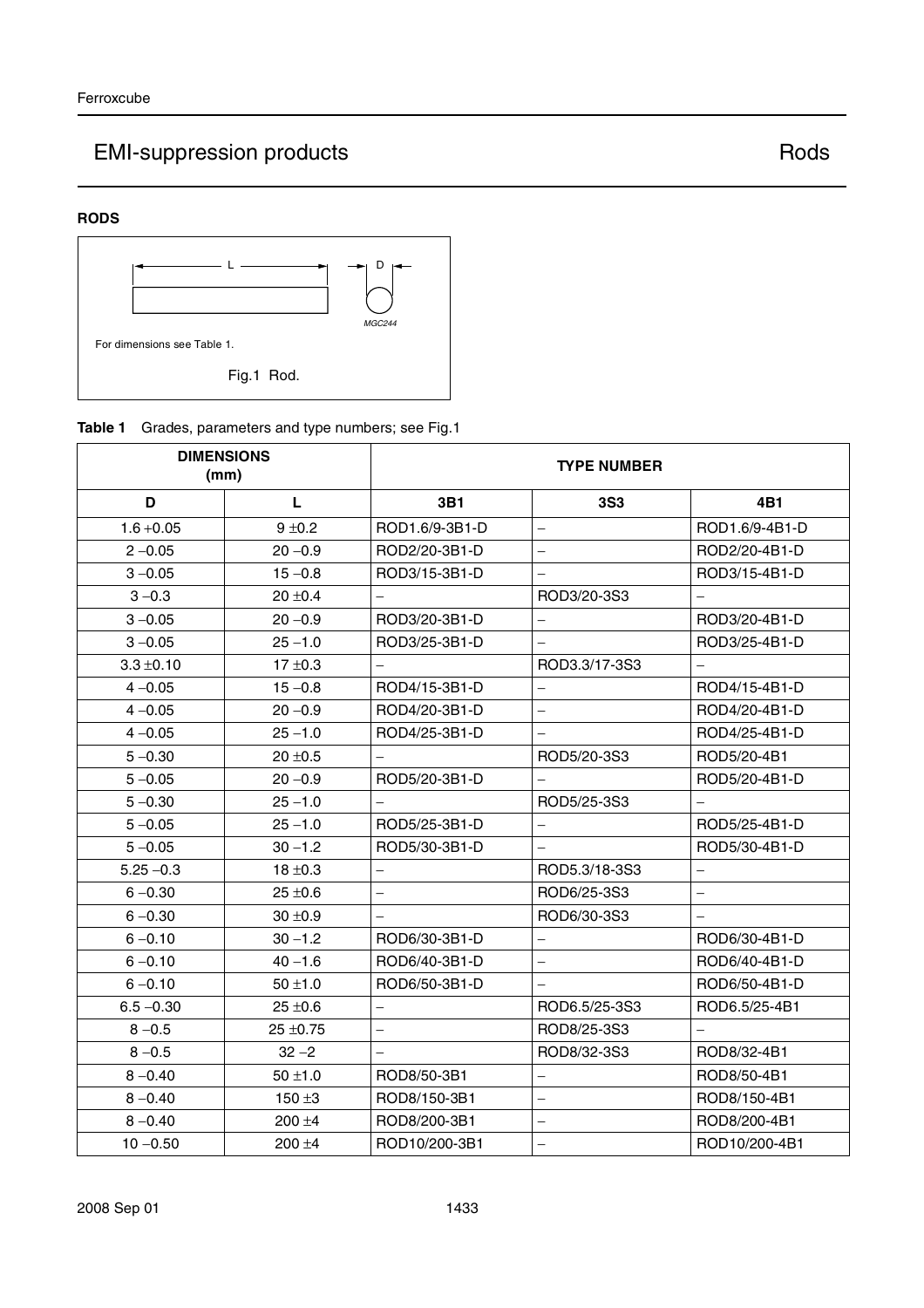## RODS

For dimensions see Table 1.

Fig.1 Rod.

**Table 1** Grades, parameters and type numbers; see Fig.1

| DIMENSIONS (mm) | | TYPE NUMBER | | |
|---|---|---|---|---|
| D | L | 3B1 | 3S3 | 4B1 |
| 1.6 +0.05 | 9 ±0.2 | ROD1.6/9-3B1-D | – | ROD1.6/9-4B1-D |
| 2 –0.05 | 20 –0.9 | ROD2/20-3B1-D | – | ROD2/20-4B1-D |
| 3 –0.05 | 15 –0.8 | ROD3/15-3B1-D | – | ROD3/15-4B1-D |
| 3 –0.3 | 20 ±0.4 | – | ROD3/20-3S3 | – |
| 3 –0.05 | 20 –0.9 | ROD3/20-3B1-D | – | ROD3/20-4B1-D |
| 3 –0.05 | 25 –1.0 | ROD3/25-3B1-D | – | ROD3/25-4B1-D |
| 3.3 ±0.10 | 17 ±0.3 | – | ROD3.3/17-3S3 | – |
| 4 –0.05 | 15 –0.8 | ROD4/15-3B1-D | – | ROD4/15-4B1-D |
| 4 –0.05 | 20 –0.9 | ROD4/20-3B1-D | – | ROD4/20-4B1-D |
| 4 –0.05 | 25 –1.0 | ROD4/25-3B1-D | – | ROD4/25-4B1-D |
| 5 –0.30 | 20 ±0.5 | – | ROD5/20-3S3 | ROD5/20-4B1 |
| 5 –0.05 | 20 –0.9 | ROD5/20-3B1-D | – | ROD5/20-4B1-D |
| 5 –0.30 | 25 –1.0 | – | ROD5/25-3S3 | – |
| 5 –0.05 | 25 –1.0 | ROD5/25-3B1-D | – | ROD5/25-4B1-D |
| 5 –0.05 | 30 –1.2 | ROD5/30-3B1-D | – | ROD5/30-4B1-D |
| 5.25 –0.3 | 18 ±0.3 | – | ROD5.3/18-3S3 | – |
| 6 –0.30 | 25 ±0.6 | – | ROD6/25-3S3 | – |
| 6 –0.30 | 30 ±0.9 | – | ROD6/30-3S3 | – |
| 6 –0.10 | 30 –1.2 | ROD6/30-3B1-D | – | ROD6/30-4B1-D |
| 6 –0.10 | 40 –1.6 | ROD6/40-3B1-D | – | ROD6/40-4B1-D |
| 6 –0.10 | 50 ±1.0 | ROD6/50-3B1-D | – | ROD6/50-4B1-D |
| 6.5 –0.30 | 25 ±0.6 | – | ROD6.5/25-3S3 | ROD6.5/25-4B1 |
| 8 –0.5 | 25 ±0.75 | – | ROD8/25-3S3 | – |
| 8 –0.5 | 32 –2 | – | ROD8/32-3S3 | ROD8/32-4B1 |
| 8 –0.40 | 50 ±1.0 | ROD8/50-3B1 | – | ROD8/50-4B1 |
| 8 –0.40 | 150 ±3 | ROD8/150-3B1 | – | ROD8/150-4B1 |
| 8 –0.40 | 200 ±4 | ROD8/200-3B1 | – | ROD8/200-4B1 |
| 10 –0.50 | 200 ±4 | ROD10/200-3B1 | – | ROD10/200-4B1 |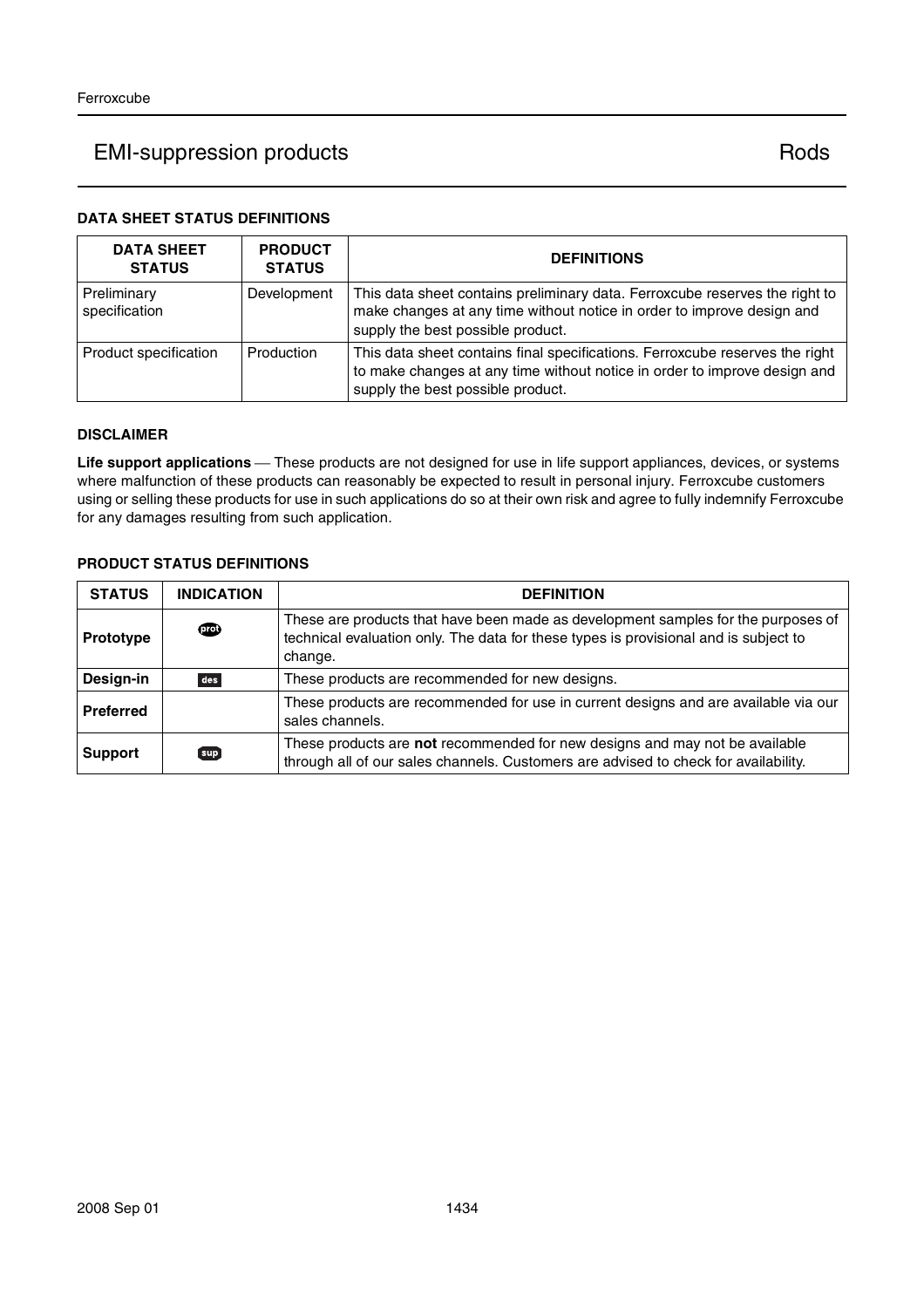## DATA SHEET STATUS DEFINITIONS

| DATA SHEET STATUS | PRODUCT STATUS | DEFINITIONS |
|---|---|---|
| Preliminary specification | Development | This data sheet contains preliminary data. Ferroxcube reserves the right to make changes at any time without notice in order to improve design and supply the best possible product. |
| Product specification | Production | This data sheet contains final specifications. Ferroxcube reserves the right to make changes at any time without notice in order to improve design and supply the best possible product. |

## DISCLAIMER

**Life support applications** — These products are not designed for use in life support appliances, devices, or systems where malfunction of these products can reasonably be expected to result in personal injury. Ferroxcube customers using or selling these products for use in such applications do so at their own risk and agree to fully indemnify Ferroxcube for any damages resulting from such application.

## PRODUCT STATUS DEFINITIONS

| STATUS | INDICATION | DEFINITION |
|---|---|---|
| **Prototype** | prot | These are products that have been made as development samples for the purposes of technical evaluation only. The data for these types is provisional and is subject to change. |
| **Design-in** | des | These products are recommended for new designs. |
| **Preferred** | | These products are recommended for use in current designs and are available via our sales channels. |
| **Support** | sup | These products are **not** recommended for new designs and may not be available through all of our sales channels. Customers are advised to check for availability. |